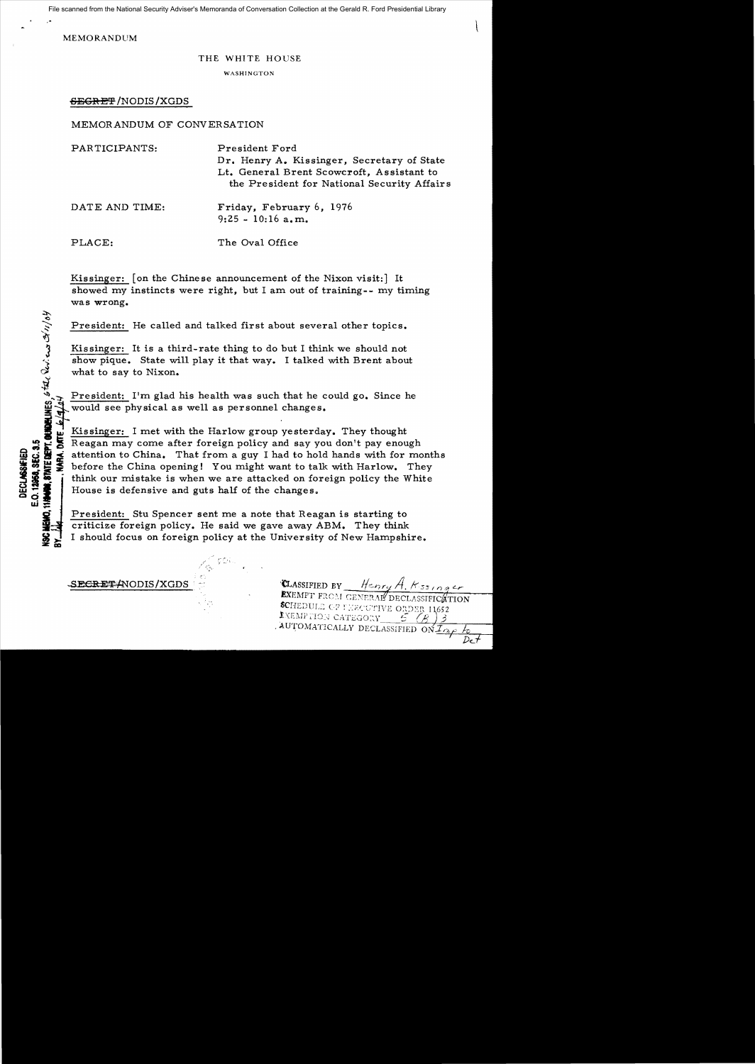File scanned from the National Security Adviser's Memoranda of Conversation Collection at the Gerald R. Ford Presidential Library

MEMORANDUM

THE WHITE HOUSE

WASHINGTON

~~SECRET~~/NODIS/XGDS

MEMORANDUM OF CONVERSATION

PARTICIPANTS: President Ford
Dr. Henry A. Kissinger, Secretary of State
Lt. General Brent Scowcroft, Assistant to the President for National Security Affairs

DATE AND TIME: Friday, February 6, 1976
9:25 - 10:16 a.m.

PLACE: The Oval Office

DECLASSIFIED
E.O. 12958, SEC. 3.5
NSC MEMO, 11/24/98, STATE DEPT. GUIDELINES
BY ___, NARA, DATE ___

Kissinger: [on the Chinese announcement of the Nixon visit:] It showed my instincts were right, but I am out of training-- my timing was wrong.

President: He called and talked first about several other topics.

Kissinger: It is a third-rate thing to do but I think we should not show pique. State will play it that way. I talked with Brent about what to say to Nixon.

President: I'm glad his health was such that he could go. Since he would see physical as well as personnel changes.

Kissinger: I met with the Harlow group yesterday. They thought Reagan may come after foreign policy and say you don't pay enough attention to China. That from a guy I had to hold hands with for months before the China opening! You might want to talk with Harlow. They think our mistake is when we are attacked on foreign policy the White House is defensive and guts half of the changes.

President: Stu Spencer sent me a note that Reagan is starting to criticize foreign policy. He said we gave away ABM. They think I should focus on foreign policy at the University of New Hampshire.

~~SECRET~~/NODIS/XGDS

CLASSIFIED BY Henry A. Kissinger
EXEMPT FROM GENERAL DECLASSIFICATION SCHEDULE OF EXECUTIVE ORDER 11652
EXEMPTION CATEGORY 5 (B) 3
AUTOMATICALLY DECLASSIFIED ON Imp to Det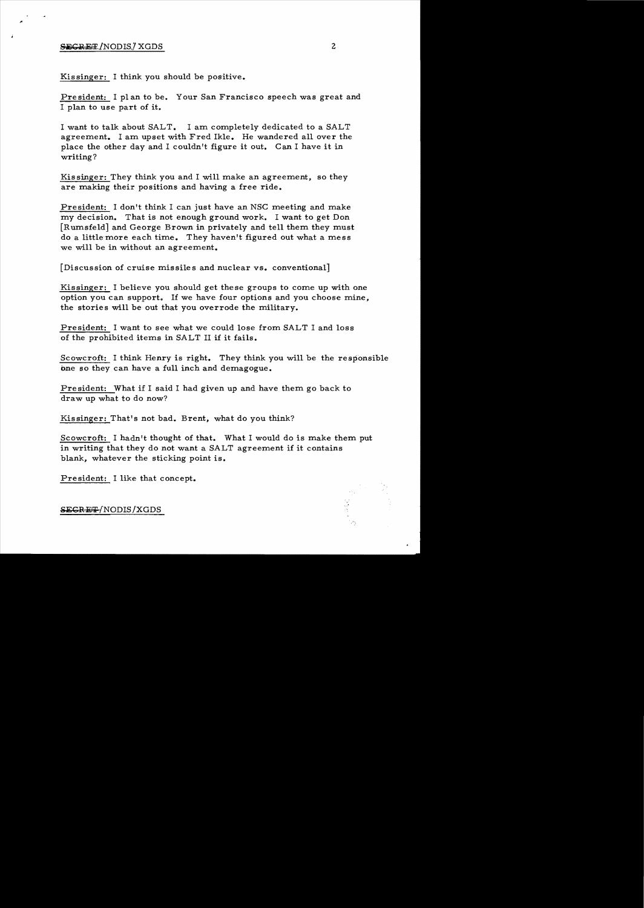Kissinger: I think you should be positive.

President: I plan to be. Your San Francisco speech was great and I plan to use part of it.

I want to talk about SALT. I am completely dedicated to a SALT agreement. I am upset with Fred Ikle. He wandered all over the place the other day and I couldn't figure it out. Can I have it in writing?

Kissinger: They think you and I will make an agreement, so they are making their positions and having a free ride.

President: I don't think I can just have an NSC meeting and make my decision. That is not enough ground work. I want to get Don [Rumsfeld] and George Brown in privately and tell them they must do a little more each time. They haven't figured out what a mess we will be in without an agreement.

[Discussion of cruise missiles and nuclear vs. conventional]

Kissinger: I believe you should get these groups to come up with one option you can support. If we have four options and you choose mine, the stories will be out that you overrode the military.

President: I want to see what we could lose from SALT I and loss of the prohibited items in SALT II if it fails.

Scowcroft: I think Henry is right. They think you will be the responsible one so they can have a full inch and demagogue.

President: What if I said I had given up and have them go back to draw up what to do now?

Kissinger: That's not bad. Brent, what do you think?

Scowcroft: I hadn't thought of that. What I would do is make them put in writing that they do not want a SALT agreement if it contains blank, whatever the sticking point is.

President: I like that concept.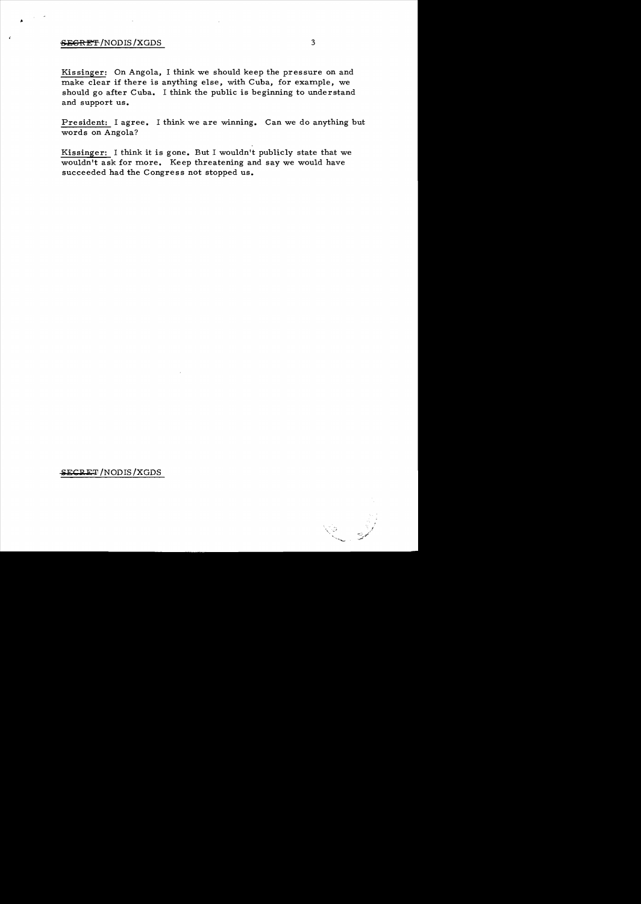Kissinger: On Angola, I think we should keep the pressure on and make clear if there is anything else, with Cuba, for example, we should go after Cuba. I think the public is beginning to understand and support us.

President: I agree. I think we are winning. Can we do anything but words on Angola?

Kissinger: I think it is gone. But I wouldn't publicly state that we wouldn't ask for more. Keep threatening and say we would have succeeded had the Congress not stopped us.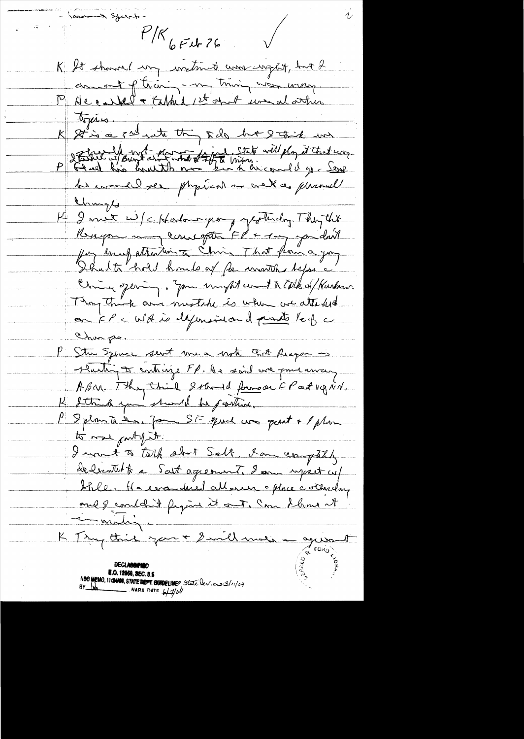– Sonnenfeldt Scowcroft –

P/K 6 Feb 76

K: It showed my instinct was right, but I am out of training – my timing was wrong.

P: He called & talked 1st about several other topics.

K: It is a 3rd rate thing to do but I think we shouldn't let it not parse it. State will play it that way. I talked w/ Brent about what to say to Mitra.

P: Glad his health was better & he could go. Said he would see physical as well as personnel changes.

K: I met w/ c Harlow group yesterday. They thought Reagon in any case after FP & say you don't pay enough attention to China. That from a group I had to hold hands of for months before c China opening. You might want to talk w/ Harlow. They think our mistake is when we attacked on FP c WH is defensive and points to c of c Champs.

P: Stu Spencer sent me a note that Reagon is starting to criticize FP. He said we give away ABM. They think I should pursue FP at vg NH.

K: I think you should be positive.

P: I plan to do. Jan SF speech was great & I plan to use part of it.

I want to talk about Salt. I am completely dedicated to a Salt agreement. I am upset w/ Ikle. He wandered all over c place c other day and I couldn't figure it out. Came I have it in writing.

K: They think you & I will make an agreement

DECLASSIFIED
E.O. 12958, SEC. 3.5
NSC MEMO, 11/24/98, STATE DEPT. GUIDELINES State Dev. ex 3/11/04
BY ___ NARA DATE 4/7/04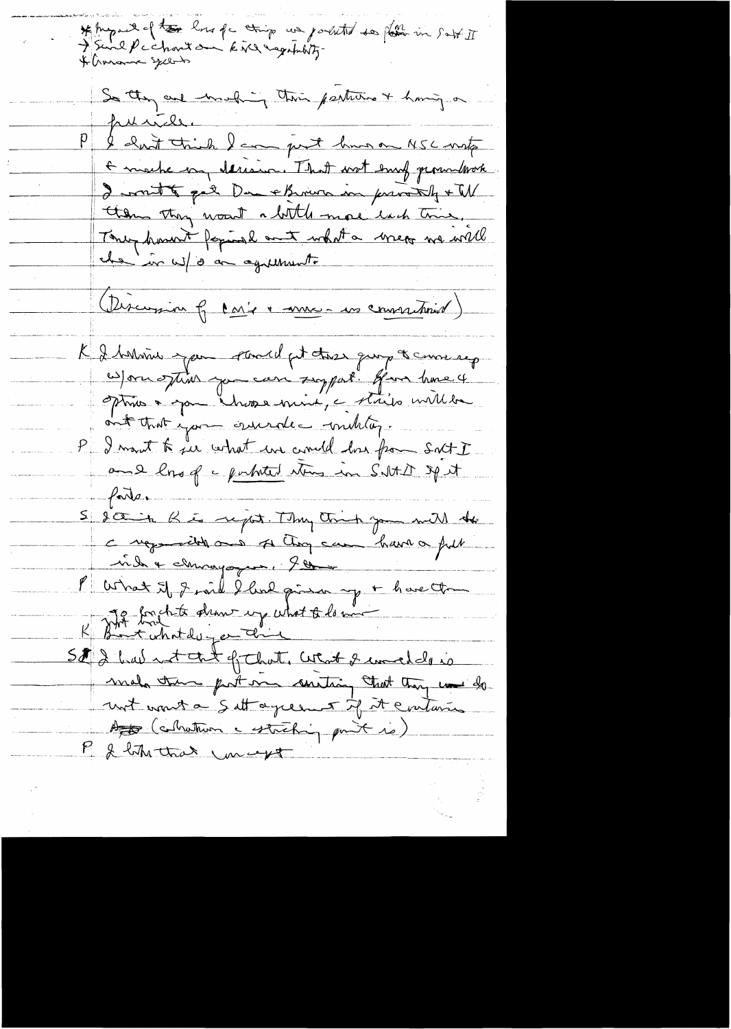* Impact of loss of ships we forfeited so far in Salt II
→ Send Pechanta on kill capability.
+ Cruise systems

So they are making their positions + having a full circle.

P I don't think I can just have an NSC mtg + make my decision. That isn't enough groundwork. I want to get Dan + Brown in privately + tell them they want a little more each time. They haven't figured out what a mess we will be in w/o an agreement.

(Discussion of Laird + move - no conversation)

K I believe you should get these guys to come up w/one option you can support. If we have 4 options + you choose one, c stories will be out that you overrode military.

P I want to see what we would lose from Salt I and loss of c prohibited items in Salt II of it fails.

S I think K is right. They think you will be c responsibility and so they can have a full inside + chicanery. I

P What if I said I had given up + have them take forget to draw up what to do in

K But what do you think

S I had not thought of that. What I would do is make them put in writing that they would not want a Salt agreement if it contains (collection c sticking point is)

P I like that concept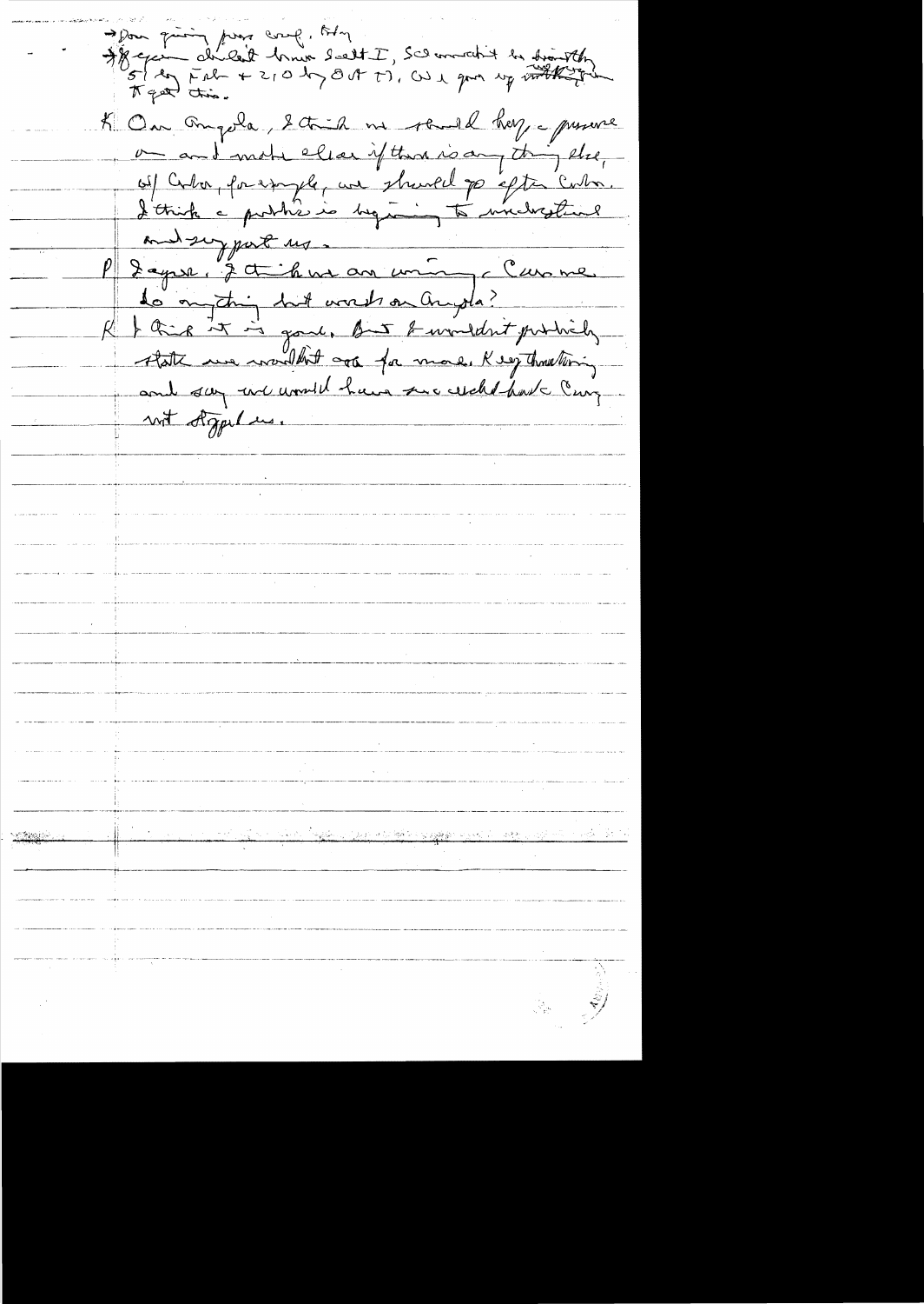→ Down going from conf. Bday
→ If you don't know Salt I, SD would be driving 51 by Feb + 210 by Oct 77. We gave up nothing to get this.

K Our Angola, I think we should keep the pressure on and make clear if there is anything else, w/ Cuba, for example, we should go after Cuba. I think the public is beginning to understand and support us.

P I agree. I think we are winning. Can we do anything but words on Angola?

K I think it is gone. But I wouldn't publicly state we wouldn't ask for more. Keep threatening and say we would have succeeded had Cong not stopped us.